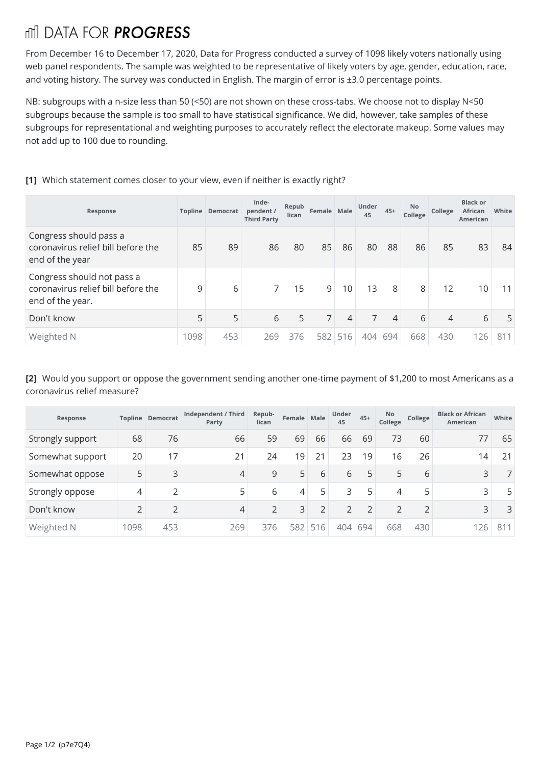# DATA FOR *PROGRESS*

From December 16 to December 17, 2020, Data for Progress conducted a survey of 1098 likely voters nationally using web panel respondents. The sample was weighted to be representative of likely voters by age, gender, education, race, and voting history. The survey was conducted in English. The margin of error is ±3.0 percentage points.

NB: subgroups with a n-size less than 50 (<50) are not shown on these cross-tabs. We choose not to display N<50 subgroups because the sample is too small to have statistical significance. We did, however, take samples of these subgroups for representational and weighting purposes to accurately reflect the electorate makeup. Some values may not add up to 100 due to rounding.

**[1]** Which statement comes closer to your view, even if neither is exactly right?

| Response | Topline | Democrat | Inde-pendent / Third Party | Republican | Female | Male | Under 45 | 45+ | No College | College | Black or African American | White |
|---|---|---|---|---|---|---|---|---|---|---|---|---|
| Congress should pass a coronavirus relief bill before the end of the year | 85 | 89 | 86 | 80 | 85 | 86 | 80 | 88 | 86 | 85 | 83 | 84 |
| Congress should not pass a coronavirus relief bill before the end of the year. | 9 | 6 | 7 | 15 | 9 | 10 | 13 | 8 | 8 | 12 | 10 | 11 |
| Don't know | 5 | 5 | 6 | 5 | 7 | 4 | 7 | 4 | 6 | 4 | 6 | 5 |
| Weighted N | 1098 | 453 | 269 | 376 | 582 | 516 | 404 | 694 | 668 | 430 | 126 | 811 |

**[2]** Would you support or oppose the government sending another one-time payment of $1,200 to most Americans as a coronavirus relief measure?

| Response | Topline | Democrat | Independent / Third Party | Repub-lican | Female | Male | Under 45 | 45+ | No College | College | Black or African American | White |
|---|---|---|---|---|---|---|---|---|---|---|---|---|
| Strongly support | 68 | 76 | 66 | 59 | 69 | 66 | 66 | 69 | 73 | 60 | 77 | 65 |
| Somewhat support | 20 | 17 | 21 | 24 | 19 | 21 | 23 | 19 | 16 | 26 | 14 | 21 |
| Somewhat oppose | 5 | 3 | 4 | 9 | 5 | 6 | 6 | 5 | 5 | 6 | 3 | 7 |
| Strongly oppose | 4 | 2 | 5 | 6 | 4 | 5 | 3 | 5 | 4 | 5 | 3 | 5 |
| Don't know | 2 | 2 | 4 | 2 | 3 | 2 | 2 | 2 | 2 | 2 | 3 | 3 |
| Weighted N | 1098 | 453 | 269 | 376 | 582 | 516 | 404 | 694 | 668 | 430 | 126 | 811 |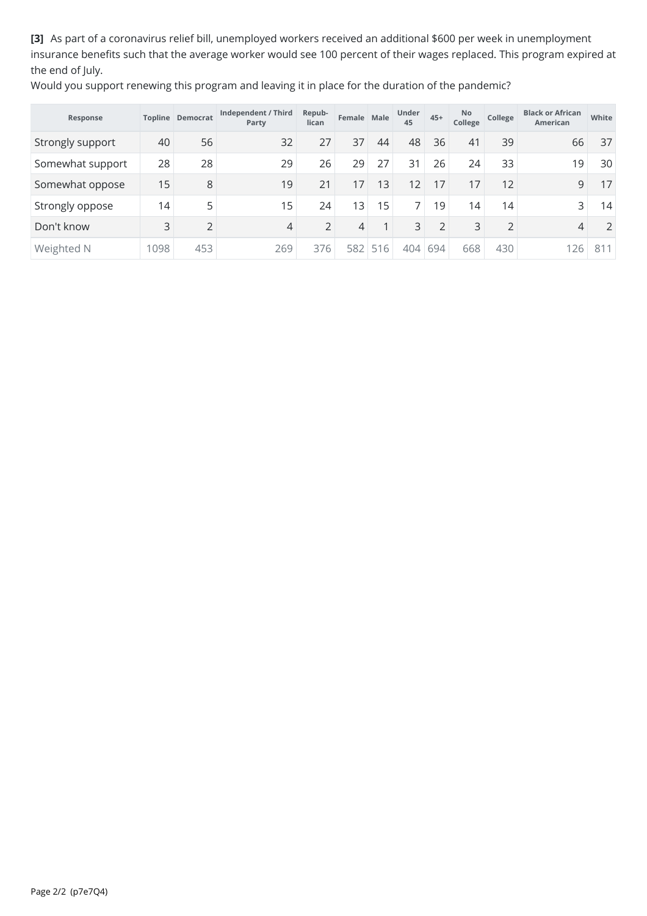**[3]** As part of a coronavirus relief bill, unemployed workers received an additional $600 per week in unemployment insurance benefits such that the average worker would see 100 percent of their wages replaced. This program expired at the end of July.
Would you support renewing this program and leaving it in place for the duration of the pandemic?

| Response | Topline | Democrat | Independent / Third Party | Repub-lican | Female | Male | Under 45 | 45+ | No College | College | Black or African American | White |
|---|---|---|---|---|---|---|---|---|---|---|---|---|
| Strongly support | 40 | 56 | 32 | 27 | 37 | 44 | 48 | 36 | 41 | 39 | 66 | 37 |
| Somewhat support | 28 | 28 | 29 | 26 | 29 | 27 | 31 | 26 | 24 | 33 | 19 | 30 |
| Somewhat oppose | 15 | 8 | 19 | 21 | 17 | 13 | 12 | 17 | 17 | 12 | 9 | 17 |
| Strongly oppose | 14 | 5 | 15 | 24 | 13 | 15 | 7 | 19 | 14 | 14 | 3 | 14 |
| Don't know | 3 | 2 | 4 | 2 | 4 | 1 | 3 | 2 | 3 | 2 | 4 | 2 |
| Weighted N | 1098 | 453 | 269 | 376 | 582 | 516 | 404 | 694 | 668 | 430 | 126 | 811 |